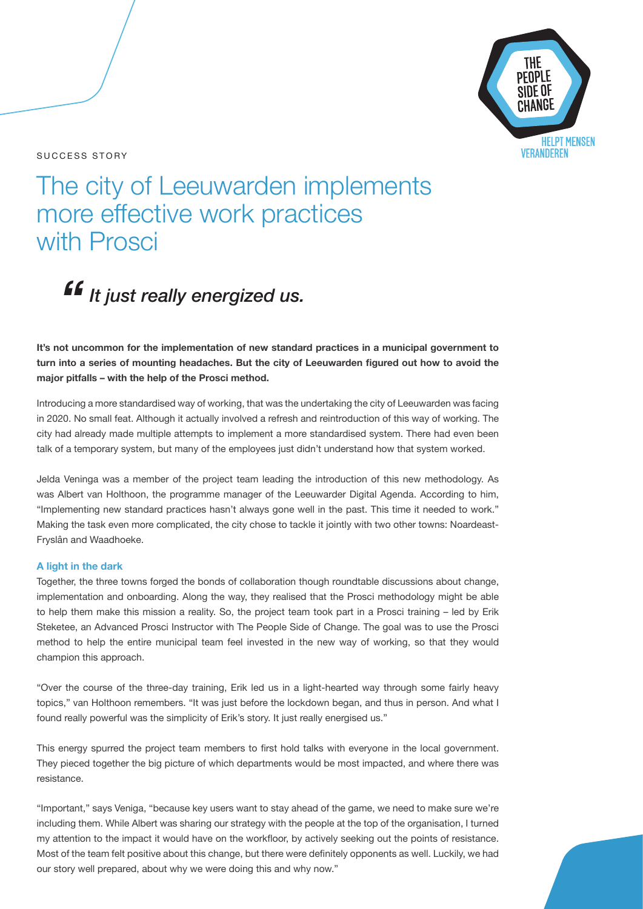SUCCESS STORY

# The city of Leeuwarden implements more effective work practices with Prosci

## *"It just really energized us.*

**It's not uncommon for the implementation of new standard practices in a municipal government to turn into a series of mounting headaches. But the city of Leeuwarden figured out how to avoid the major pitfalls – with the help of the Prosci method.**

Introducing a more standardised way of working, that was the undertaking the city of Leeuwarden was facing in 2020. No small feat. Although it actually involved a refresh and reintroduction of this way of working. The city had already made multiple attempts to implement a more standardised system. There had even been talk of a temporary system, but many of the employees just didn't understand how that system worked.

Jelda Veninga was a member of the project team leading the introduction of this new methodology. As was Albert van Holthoon, the programme manager of the Leeuwarder Digital Agenda. According to him, "Implementing new standard practices hasn't always gone well in the past. This time it needed to work." Making the task even more complicated, the city chose to tackle it jointly with two other towns: Noardeast-Fryslân and Waadhoeke.

### A light in the dark

Together, the three towns forged the bonds of collaboration though roundtable discussions about change, implementation and onboarding. Along the way, they realised that the Prosci methodology might be able to help them make this mission a reality. So, the project team took part in a Prosci training – led by Erik Steketee, an Advanced Prosci Instructor with The People Side of Change. The goal was to use the Prosci method to help the entire municipal team feel invested in the new way of working, so that they would champion this approach.

"Over the course of the three-day training, Erik led us in a light-hearted way through some fairly heavy topics," van Holthoon remembers. "It was just before the lockdown began, and thus in person. And what I found really powerful was the simplicity of Erik's story. It just really energised us."

This energy spurred the project team members to first hold talks with everyone in the local government. They pieced together the big picture of which departments would be most impacted, and where there was resistance.

"Important," says Veniga, "because key users want to stay ahead of the game, we need to make sure we're including them. While Albert was sharing our strategy with the people at the top of the organisation, I turned my attention to the impact it would have on the workfloor, by actively seeking out the points of resistance. Most of the team felt positive about this change, but there were definitely opponents as well. Luckily, we had our story well prepared, about why we were doing this and why now."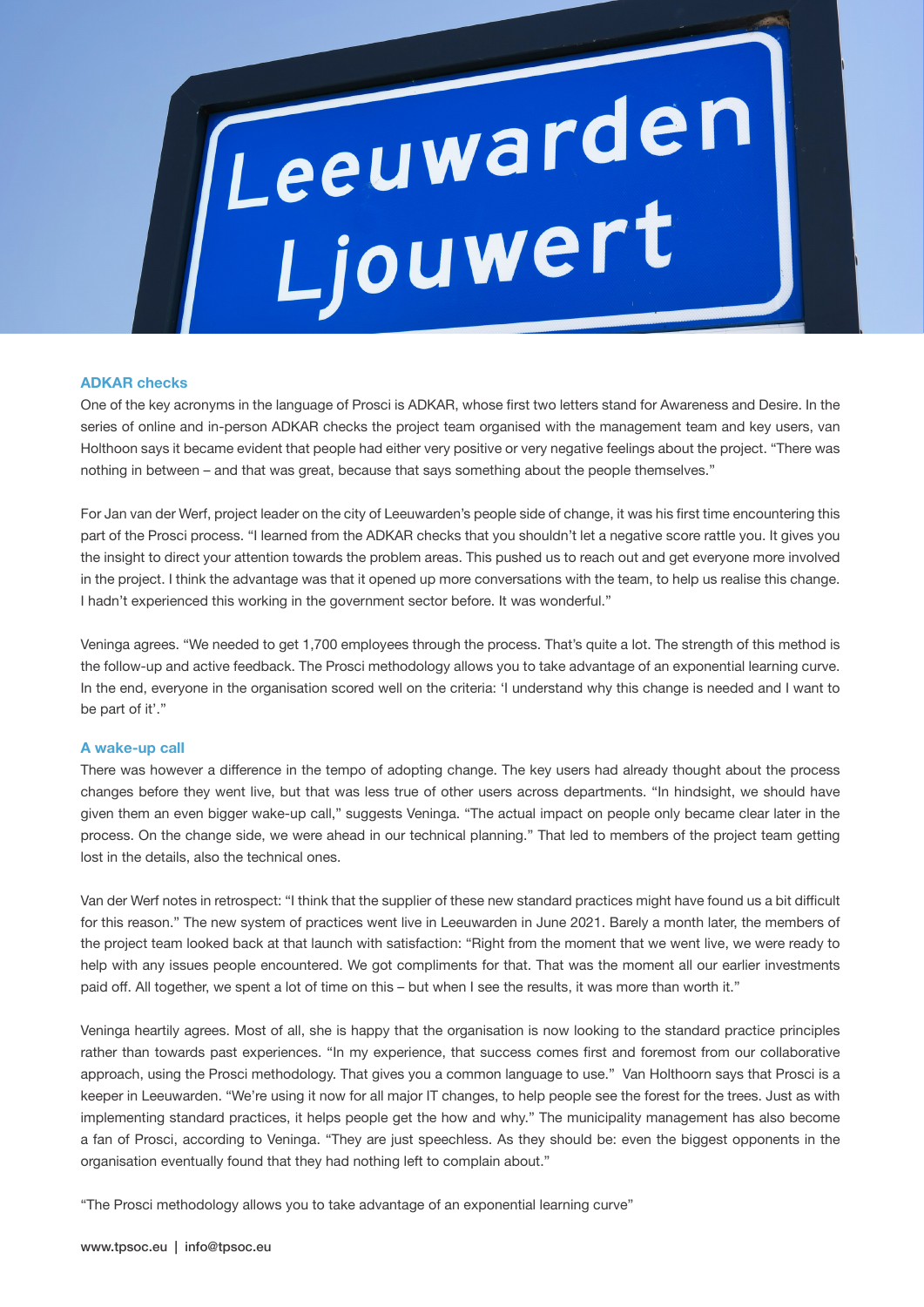### ADKAR checks

One of the key acronyms in the language of Prosci is ADKAR, whose first two letters stand for Awareness and Desire. In the series of online and in-person ADKAR checks the project team organised with the management team and key users, van Holthoon says it became evident that people had either very positive or very negative feelings about the project. “There was nothing in between – and that was great, because that says something about the people themselves.”

For Jan van der Werf, project leader on the city of Leeuwarden’s people side of change, it was his first time encountering this part of the Prosci process. “I learned from the ADKAR checks that you shouldn’t let a negative score rattle you. It gives you the insight to direct your attention towards the problem areas. This pushed us to reach out and get everyone more involved in the project. I think the advantage was that it opened up more conversations with the team, to help us realise this change. I hadn’t experienced this working in the government sector before. It was wonderful.”

Veninga agrees. “We needed to get 1,700 employees through the process. That’s quite a lot. The strength of this method is the follow-up and active feedback. The Prosci methodology allows you to take advantage of an exponential learning curve. In the end, everyone in the organisation scored well on the criteria: ‘I understand why this change is needed and I want to be part of it’.”

### A wake-up call

There was however a difference in the tempo of adopting change. The key users had already thought about the process changes before they went live, but that was less true of other users across departments. “In hindsight, we should have given them an even bigger wake-up call,” suggests Veninga. “The actual impact on people only became clear later in the process. On the change side, we were ahead in our technical planning.” That led to members of the project team getting lost in the details, also the technical ones.

Van der Werf notes in retrospect: “I think that the supplier of these new standard practices might have found us a bit difficult for this reason.” The new system of practices went live in Leeuwarden in June 2021. Barely a month later, the members of the project team looked back at that launch with satisfaction: “Right from the moment that we went live, we were ready to help with any issues people encountered. We got compliments for that. That was the moment all our earlier investments paid off. All together, we spent a lot of time on this – but when I see the results, it was more than worth it.”

Veninga heartily agrees. Most of all, she is happy that the organisation is now looking to the standard practice principles rather than towards past experiences. “In my experience, that success comes first and foremost from our collaborative approach, using the Prosci methodology. That gives you a common language to use.” Van Holthoorn says that Prosci is a keeper in Leeuwarden. “We’re using it now for all major IT changes, to help people see the forest for the trees. Just as with implementing standard practices, it helps people get the how and why.” The municipality management has also become a fan of Prosci, according to Veninga. “They are just speechless. As they should be: even the biggest opponents in the organisation eventually found that they had nothing left to complain about.”

“The Prosci methodology allows you to take advantage of an exponential learning curve”

www.tpsoc.eu | info@tpsoc.eu